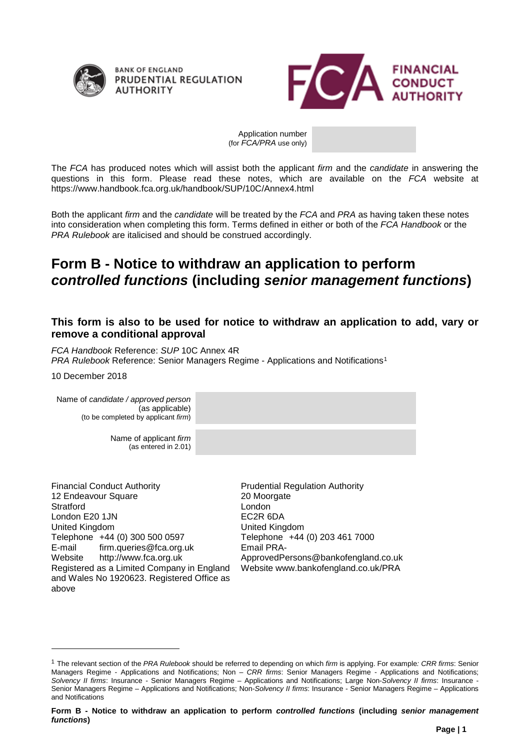Application number (for *FCA/PRA* use only)

The *FCA* has produced notes which will assist both the applicant *firm* and the *candidate* in answering the questions in this form. Please read these notes, which are available on the *FCA* website at https://www.handbook.fca.org.uk/handbook/SUP/10C/Annex4.html

Both the applicant *firm* and the *candidate* will be treated by the *FCA* and *PRA* as having taken these notes into consideration when completing this form. Terms defined in either or both of the *FCA Handbook* or the *PRA Rulebook* are italicised and should be construed accordingly.

# Form B - Notice to withdraw an application to perform *controlled functions* (including *senior management functions*)

### This form is also to be used for notice to withdraw an application to add, vary or remove a conditional approval

*FCA Handbook* Reference: *SUP* 10C Annex 4R
*PRA Rulebook* Reference: Senior Managers Regime - Applications and Notifications[1]

10 December 2018

| | |
|---|---|
| Name of *candidate / approved person* (as applicable) (to be completed by applicant *firm*) | |
| Name of applicant *firm* (as entered in 2.01) | |

Financial Conduct Authority
12 Endeavour Square
Stratford
London E20 1JN
United Kingdom
Telephone +44 (0) 300 500 0597
E-mail firm.queries@fca.org.uk
Website http://www.fca.org.uk
Registered as a Limited Company in England and Wales No 1920623. Registered Office as above

Prudential Regulation Authority
20 Moorgate
London
EC2R 6DA
United Kingdom
Telephone +44 (0) 203 461 7000
Email PRA-ApprovedPersons@bankofengland.co.uk
Website www.bankofengland.co.uk/PRA

[1] The relevant section of the *PRA Rulebook* should be referred to depending on which *firm* is applying. For example: *CRR firms*: Senior Managers Regime - Applications and Notifications; Non – *CRR firms*: Senior Managers Regime - Applications and Notifications; *Solvency II firms*: Insurance - Senior Managers Regime – Applications and Notifications; Large Non-*Solvency II firms*: Insurance - Senior Managers Regime – Applications and Notifications; Non-*Solvency II firms*: Insurance - Senior Managers Regime – Applications and Notifications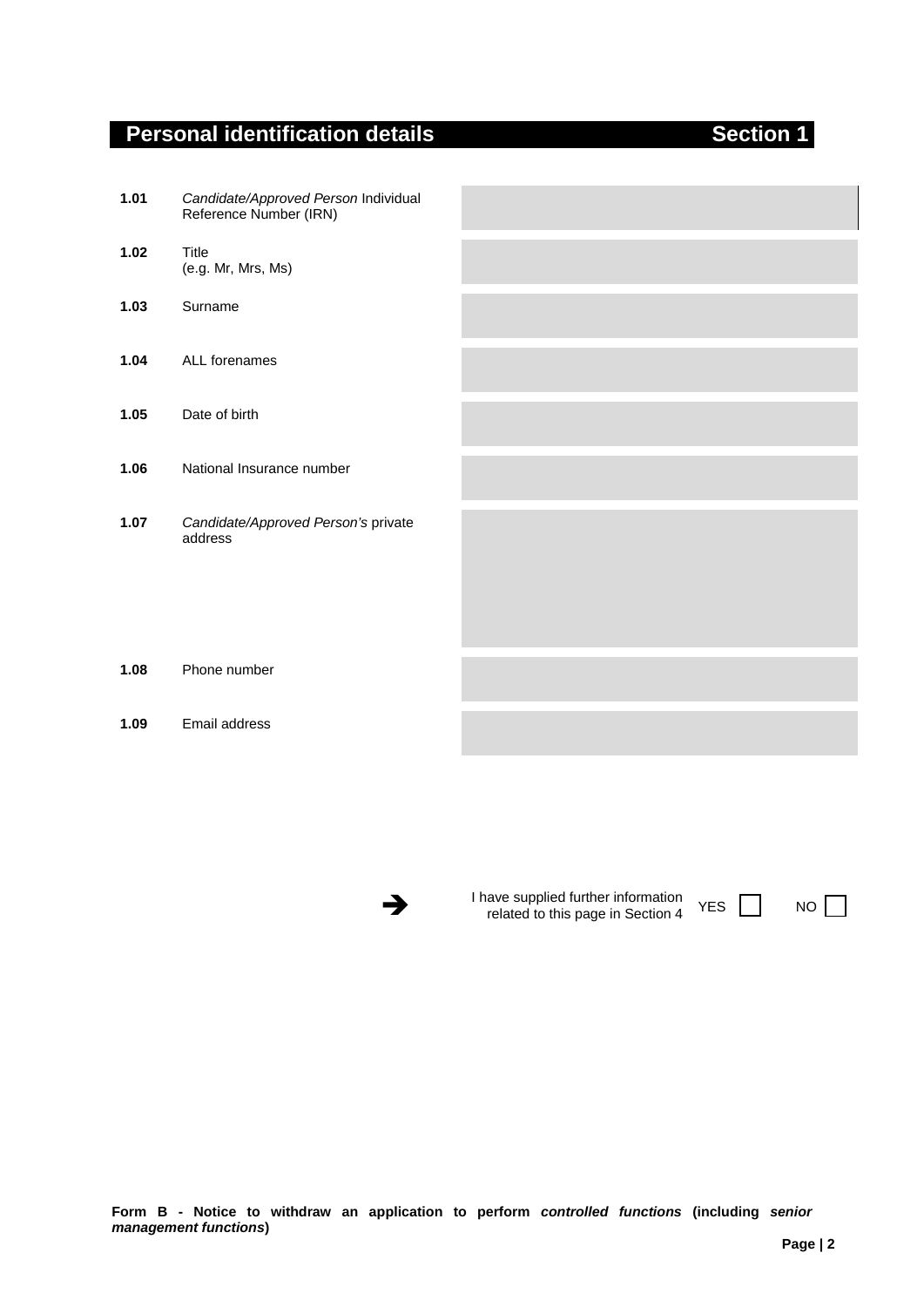## Personal identification details — Section 1

| | | |
|---|---|---|
| **1.01** | *Candidate/Approved Person* Individual Reference Number (IRN) | |
| **1.02** | Title (e.g. Mr, Mrs, Ms) | |
| **1.03** | Surname | |
| **1.04** | ALL forenames | |
| **1.05** | Date of birth | |
| **1.06** | National Insurance number | |
| **1.07** | *Candidate/Approved Person's* private address | |
| **1.08** | Phone number | |
| **1.09** | Email address | |

➔ I have supplied further information related to this page in Section 4 YES ☐ NO ☐

**Form B - Notice to withdraw an application to perform *controlled functions* (including *senior management functions*)**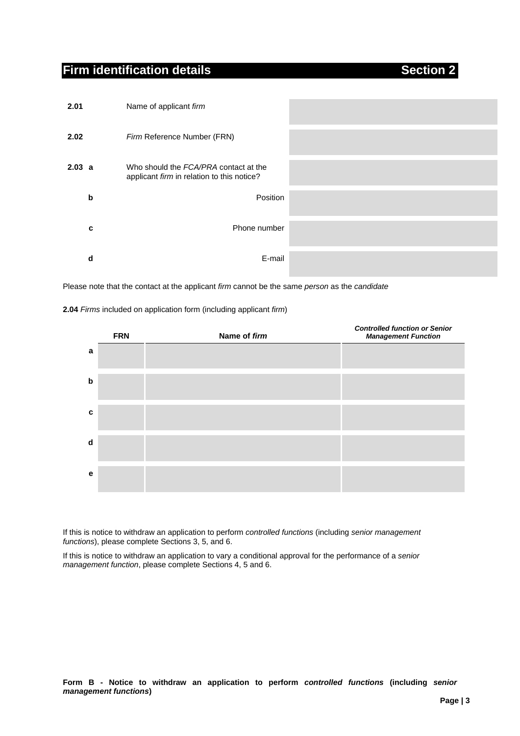## Firm identification details — Section 2

| | | | |
|---|---|---|---|
| **2.01** | | Name of applicant *firm* | |
| **2.02** | | *Firm* Reference Number (FRN) | |
| **2.03** | **a** | Who should the *FCA/PRA* contact at the applicant *firm* in relation to this notice? | |
| | **b** | Position | |
| | **c** | Phone number | |
| | **d** | E-mail | |

Please note that the contact at the applicant *firm* cannot be the same *person* as the *candidate*

**2.04** *Firms* included on application form (including applicant *firm*)

| | **FRN** | **Name of *firm*** | ***Controlled function or Senior Management Function*** |
|---|---|---|---|
| **a** | | | |
| **b** | | | |
| **c** | | | |
| **d** | | | |
| **e** | | | |

If this is notice to withdraw an application to perform *controlled functions* (including *senior management functions*), please complete Sections 3, 5, and 6.

If this is notice to withdraw an application to vary a conditional approval for the performance of a *senior management function*, please complete Sections 4, 5 and 6.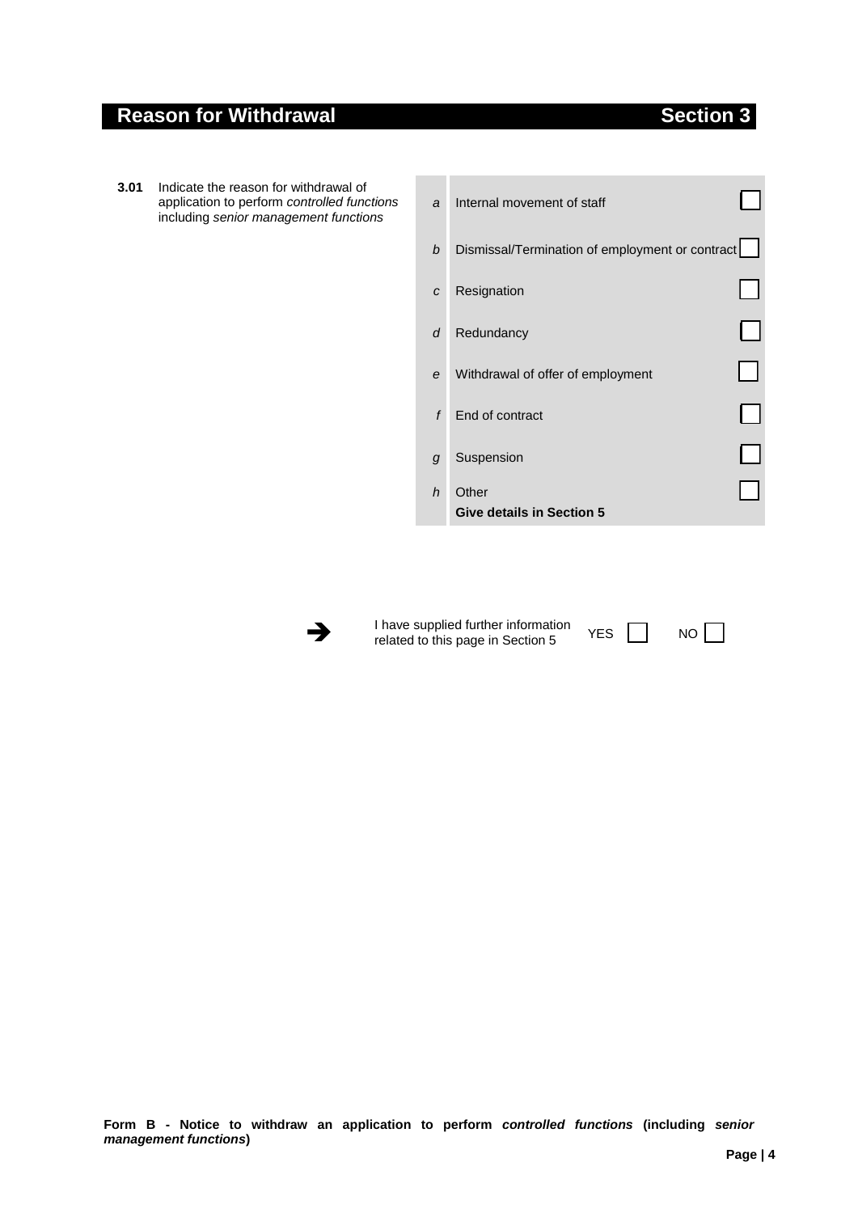## Reason for Withdrawal — Section 3

**3.01** Indicate the reason for withdrawal of application to perform *controlled functions* including *senior management functions*

| | | |
|---|---|---|
| *a* | Internal movement of staff | ☐ |
| *b* | Dismissal/Termination of employment or contract | ☐ |
| *c* | Resignation | ☐ |
| *d* | Redundancy | ☐ |
| *e* | Withdrawal of offer of employment | ☐ |
| *f* | End of contract | ☐ |
| *g* | Suspension | ☐ |
| *h* | Other<br>**Give details in Section 5** | ☐ |

➔ I have supplied further information related to this page in Section 5 YES ☐ NO ☐

**Form B - Notice to withdraw an application to perform *controlled functions* (including *senior management functions*)**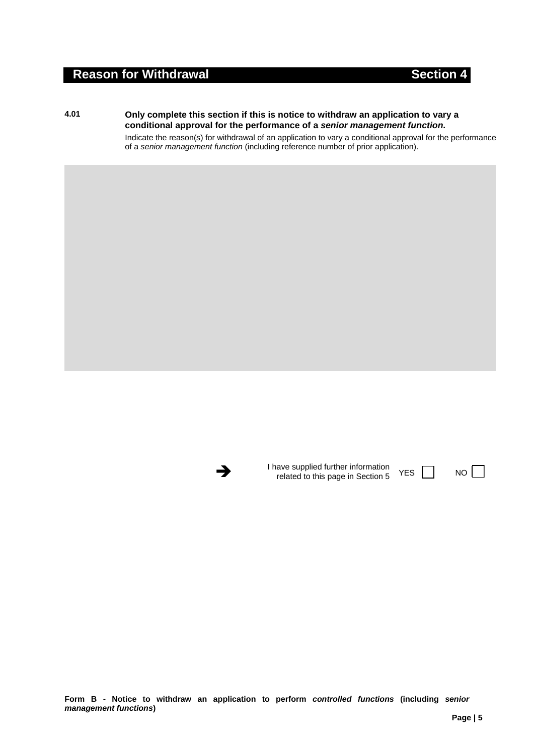## Reason for Withdrawal — Section 4

**4.01** **Only complete this section if this is notice to withdraw an application to vary a conditional approval for the performance of a *senior management function.***

Indicate the reason(s) for withdrawal of an application to vary a conditional approval for the performance of a *senior management function* (including reference number of prior application).

➔ I have supplied further information related to this page in Section 5 YES ☐ NO ☐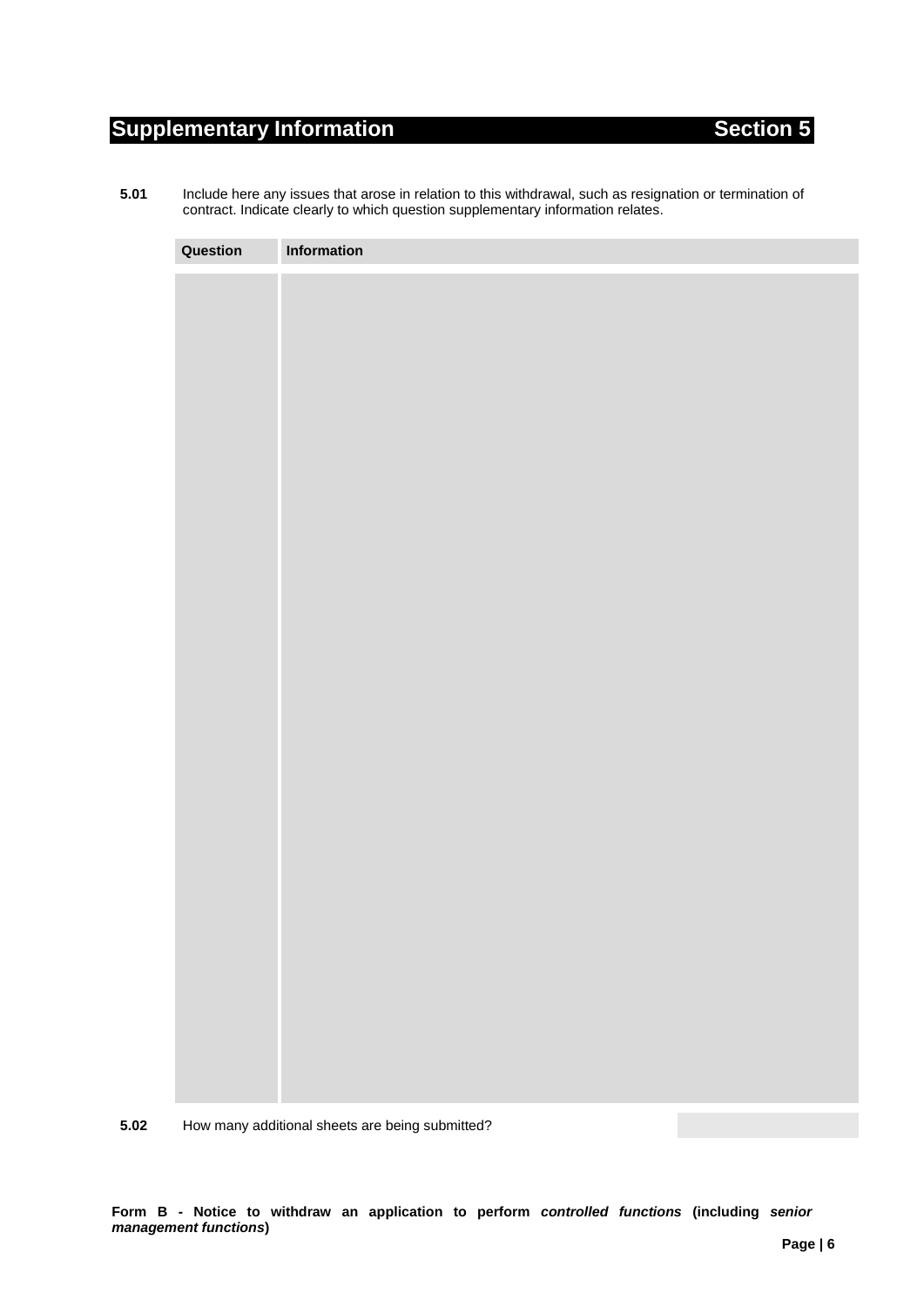## Supplementary Information — Section 5

**5.01** Include here any issues that arose in relation to this withdrawal, such as resignation or termination of contract. Indicate clearly to which question supplementary information relates.

| Question | Information |
|---|---|
| | |

**5.02** How many additional sheets are being submitted?

**Form B - Notice to withdraw an application to perform *controlled functions* (including *senior management functions*)**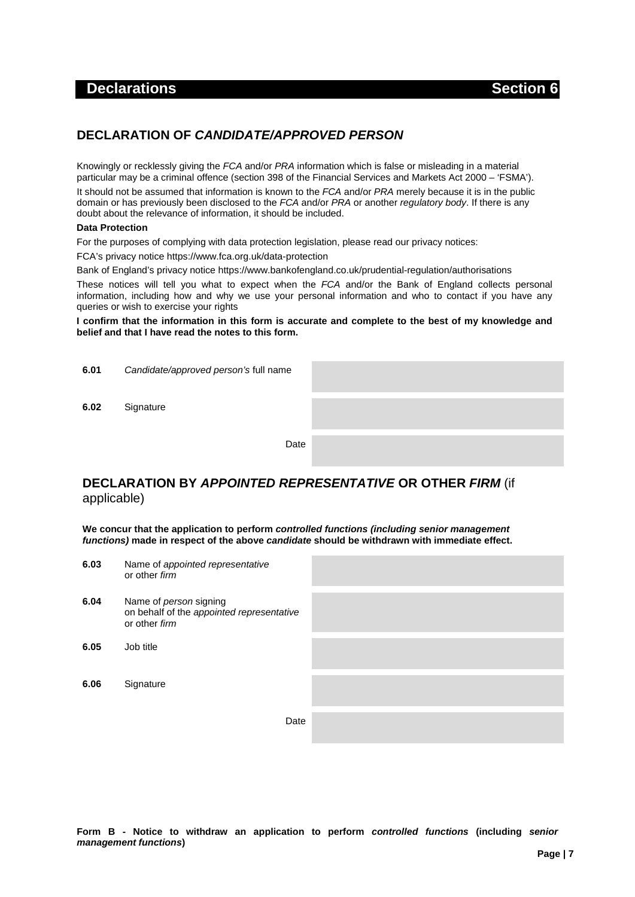## Declarations — Section 6

### DECLARATION OF *CANDIDATE/APPROVED PERSON*

Knowingly or recklessly giving the *FCA* and/or *PRA* information which is false or misleading in a material particular may be a criminal offence (section 398 of the Financial Services and Markets Act 2000 – 'FSMA').

It should not be assumed that information is known to the *FCA* and/or *PRA* merely because it is in the public domain or has previously been disclosed to the *FCA* and/or *PRA* or another *regulatory body*. If there is any doubt about the relevance of information, it should be included.

**Data Protection**

For the purposes of complying with data protection legislation, please read our privacy notices:

FCA's privacy notice https://www.fca.org.uk/data-protection

Bank of England's privacy notice https://www.bankofengland.co.uk/prudential-regulation/authorisations

These notices will tell you what to expect when the *FCA* and/or the Bank of England collects personal information, including how and why we use your personal information and who to contact if you have any queries or wish to exercise your rights

**I confirm that the information in this form is accurate and complete to the best of my knowledge and belief and that I have read the notes to this form.**

| | | |
|---|---|---|
| **6.01** | *Candidate/approved person's* full name | |
| **6.02** | Signature | |
| | Date | |

### DECLARATION BY *APPOINTED REPRESENTATIVE* OR OTHER *FIRM* (if applicable)

**We concur that the application to perform *controlled functions (including senior management functions)* made in respect of the above *candidate* should be withdrawn with immediate effect.**

| | | |
|---|---|---|
| **6.03** | Name of *appointed representative* or other *firm* | |
| **6.04** | Name of *person* signing on behalf of the *appointed representative* or other *firm* | |
| **6.05** | Job title | |
| **6.06** | Signature | |
| | Date | |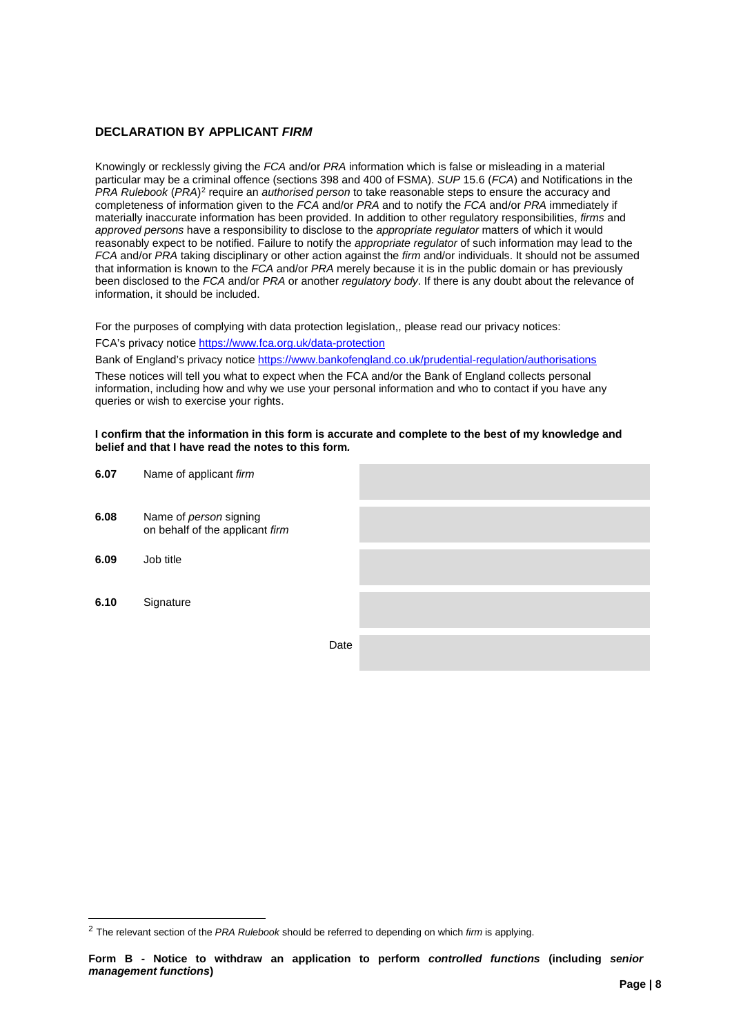### DECLARATION BY APPLICANT *FIRM*

Knowingly or recklessly giving the *FCA* and/or *PRA* information which is false or misleading in a material particular may be a criminal offence (sections 398 and 400 of FSMA). *SUP* 15.6 (*FCA*) and Notifications in the *PRA Rulebook* (*PRA*)[2] require an *authorised person* to take reasonable steps to ensure the accuracy and completeness of information given to the *FCA* and/or *PRA* and to notify the *FCA* and/or *PRA* immediately if materially inaccurate information has been provided. In addition to other regulatory responsibilities, *firms* and *approved persons* have a responsibility to disclose to the *appropriate regulator* matters of which it would reasonably expect to be notified. Failure to notify the *appropriate regulator* of such information may lead to the *FCA* and/or *PRA* taking disciplinary or other action against the *firm* and/or individuals. It should not be assumed that information is known to the *FCA* and/or *PRA* merely because it is in the public domain or has previously been disclosed to the *FCA* and/or *PRA* or another *regulatory body*. If there is any doubt about the relevance of information, it should be included.

For the purposes of complying with data protection legislation,, please read our privacy notices:

FCA's privacy notice https://www.fca.org.uk/data-protection

Bank of England's privacy notice https://www.bankofengland.co.uk/prudential-regulation/authorisations

These notices will tell you what to expect when the FCA and/or the Bank of England collects personal information, including how and why we use your personal information and who to contact if you have any queries or wish to exercise your rights.

**I confirm that the information in this form is accurate and complete to the best of my knowledge and belief and that I have read the notes to this form.**

| | | |
|---|---|---|
| **6.07** | Name of applicant *firm* | |
| **6.08** | Name of *person* signing on behalf of the applicant *firm* | |
| **6.09** | Job title | |
| **6.10** | Signature | |
| | Date | |

[2] The relevant section of the *PRA Rulebook* should be referred to depending on which *firm* is applying.